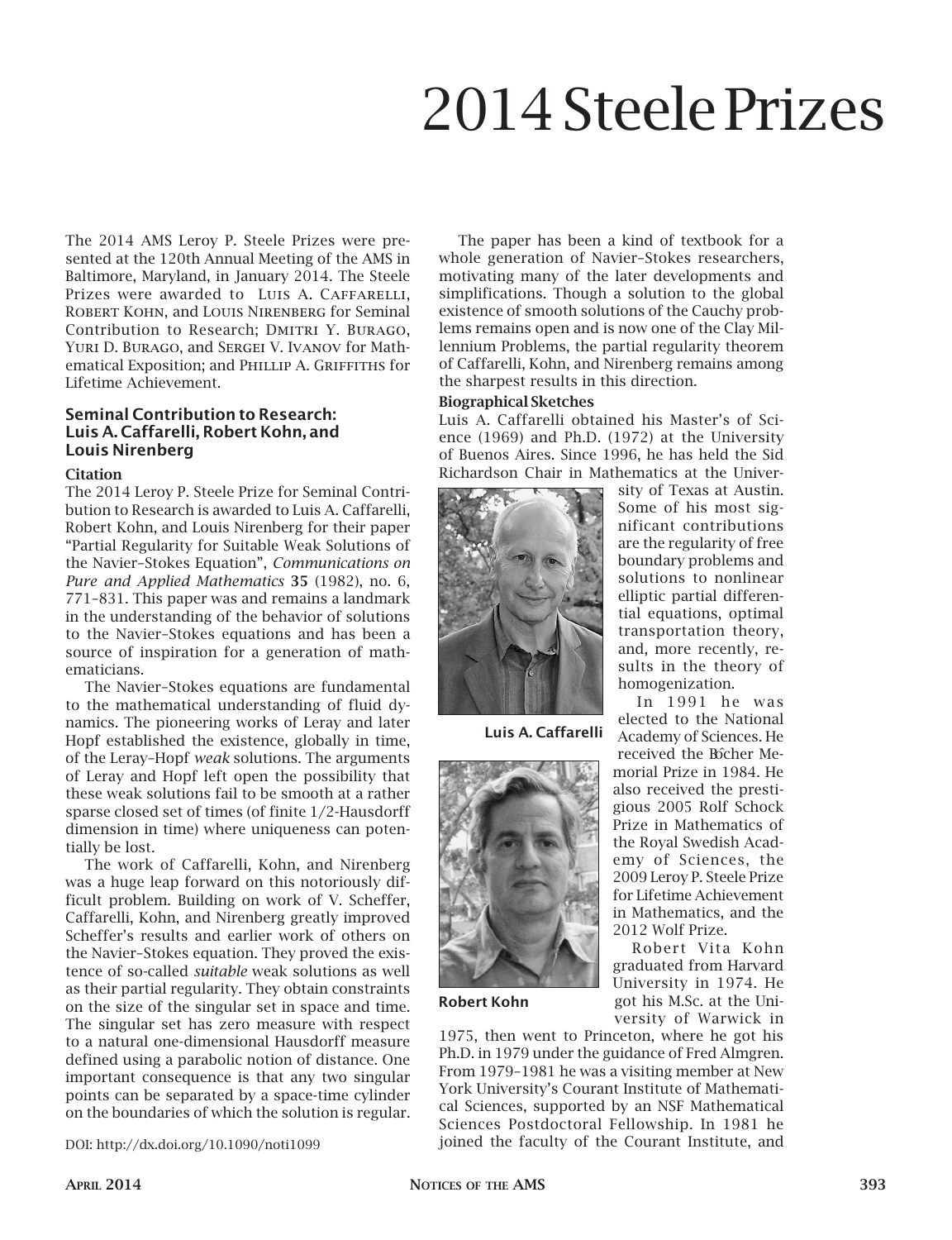# 2014 Steele Prizes

The 2014 AMS Leroy P. Steele Prizes were presented at the 120th Annual Meeting of the AMS in Baltimore, Maryland, in January 2014. The Steele Prizes were awarded to Luis A. Caffarelli, Robert Kohn, and Louis Nirenberg for Seminal Contribution to Research; Dmitri Y. Burago, Yuri D. Burago, and Sergei V. Ivanov for Mathematical Exposition; and Phillip A. Griffiths for Lifetime Achievement.

## Seminal Contribution to Research: Luis A. Caffarelli, Robert Kohn, and Louis Nirenberg

### Citation

The 2014 Leroy P. Steele Prize for Seminal Contribution to Research is awarded to Luis A. Caffarelli, Robert Kohn, and Louis Nirenberg for their paper "Partial Regularity for Suitable Weak Solutions of the Navier–Stokes Equation", *Communications on Pure and Applied Mathematics* **35** (1982), no. 6, 771–831. This paper was and remains a landmark in the understanding of the behavior of solutions to the Navier–Stokes equations and has been a source of inspiration for a generation of mathematicians.

The Navier–Stokes equations are fundamental to the mathematical understanding of fluid dynamics. The pioneering works of Leray and later Hopf established the existence, globally in time, of the Leray–Hopf *weak* solutions. The arguments of Leray and Hopf left open the possibility that these weak solutions fail to be smooth at a rather sparse closed set of times (of finite 1/2-Hausdorff dimension in time) where uniqueness can potentially be lost.

The work of Caffarelli, Kohn, and Nirenberg was a huge leap forward on this notoriously difficult problem. Building on work of V. Scheffer, Caffarelli, Kohn, and Nirenberg greatly improved Scheffer's results and earlier work of others on the Navier–Stokes equation. They proved the existence of so-called *suitable* weak solutions as well as their partial regularity. They obtain constraints on the size of the singular set in space and time. The singular set has zero measure with respect to a natural one-dimensional Hausdorff measure defined using a parabolic notion of distance. One important consequence is that any two singular points can be separated by a space-time cylinder on the boundaries of which the solution is regular.

The paper has been a kind of textbook for a whole generation of Navier–Stokes researchers, motivating many of the later developments and simplifications. Though a solution to the global existence of smooth solutions of the Cauchy problems remains open and is now one of the Clay Millennium Problems, the partial regularity theorem of Caffarelli, Kohn, and Nirenberg remains among the sharpest results in this direction.

### Biographical Sketches

Luis A. Caffarelli obtained his Master's of Science (1969) and Ph.D. (1972) at the University of Buenos Aires. Since 1996, he has held the Sid Richardson Chair in Mathematics at the University of Texas at Austin. Some of his most significant contributions are the regularity of free boundary problems and solutions to nonlinear elliptic partial differential equations, optimal transportation theory, and, more recently, results in the theory of homogenization.

In 1991 he was elected to the National Academy of Sciences. He received the Bôcher Memorial Prize in 1984. He also received the prestigious 2005 Rolf Schock Prize in Mathematics of the Royal Swedish Academy of Sciences, the 2009 Leroy P. Steele Prize for Lifetime Achievement in Mathematics, and the 2012 Wolf Prize.

Luis A. Caffarelli

Robert Kohn

Robert Vita Kohn graduated from Harvard University in 1974. He got his M.Sc. at the University of Warwick in 1975, then went to Princeton, where he got his Ph.D. in 1979 under the guidance of Fred Almgren. From 1979–1981 he was a visiting member at New York University's Courant Institute of Mathematical Sciences, supported by an NSF Mathematical Sciences Postdoctoral Fellowship. In 1981 he joined the faculty of the Courant Institute, and

DOI: http://dx.doi.org/10.1090/noti1099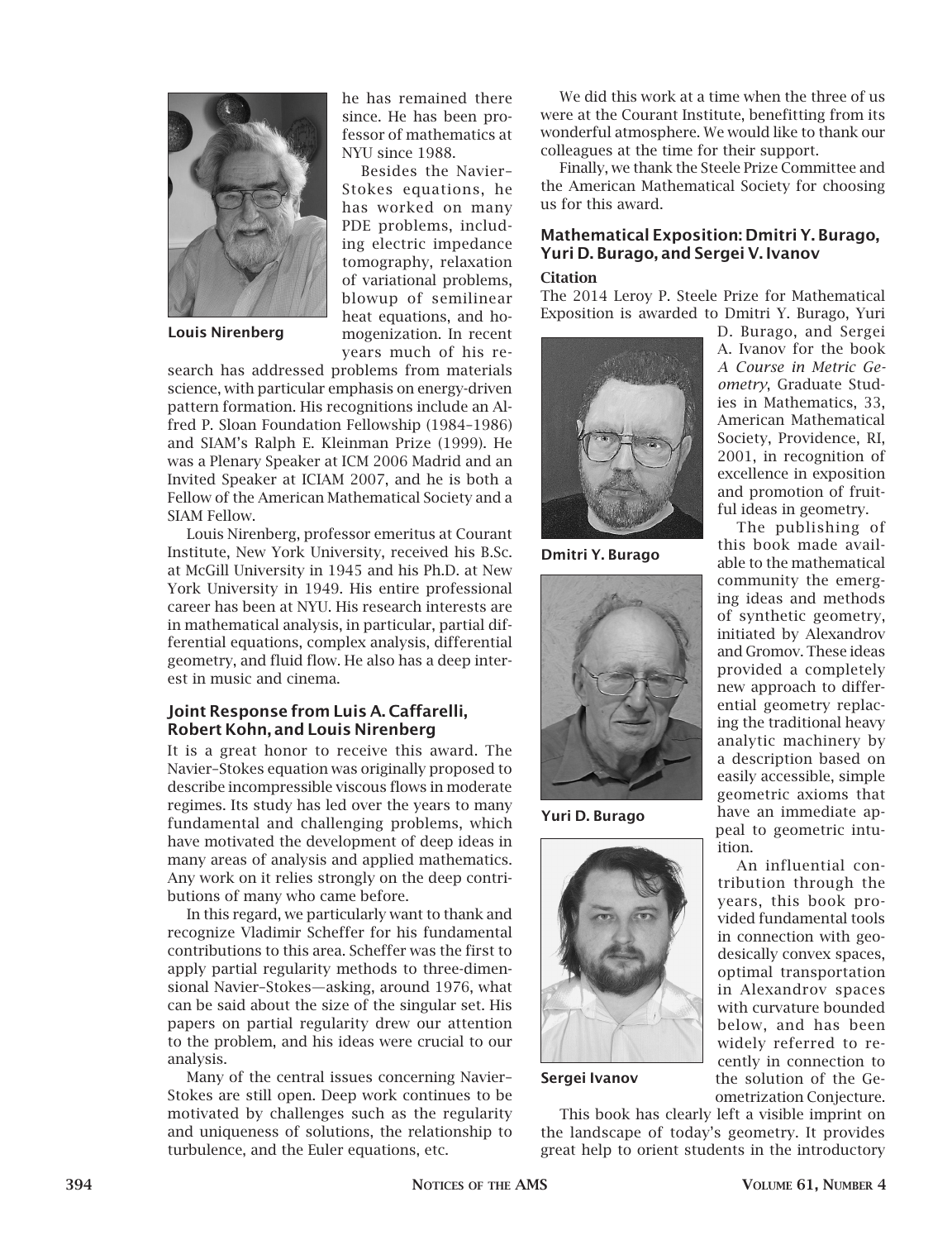he has remained there since. He has been professor of mathematics at NYU since 1988.

Besides the Navier–Stokes equations, he has worked on many PDE problems, including electric impedance tomography, relaxation of variational problems, blowup of semilinear heat equations, and homogenization. In recent years much of his research has addressed problems from materials science, with particular emphasis on energy-driven pattern formation. His recognitions include an Alfred P. Sloan Foundation Fellowship (1984–1986) and SIAM's Ralph E. Kleinman Prize (1999). He was a Plenary Speaker at ICM 2006 Madrid and an Invited Speaker at ICIAM 2007, and he is both a Fellow of the American Mathematical Society and a SIAM Fellow.

**Louis Nirenberg**

Louis Nirenberg, professor emeritus at Courant Institute, New York University, received his B.Sc. at McGill University in 1945 and his Ph.D. at New York University in 1949. His entire professional career has been at NYU. His research interests are in mathematical analysis, in particular, partial differential equations, complex analysis, differential geometry, and fluid flow. He also has a deep interest in music and cinema.

### Joint Response from Luis A. Caffarelli, Robert Kohn, and Louis Nirenberg

It is a great honor to receive this award. The Navier–Stokes equation was originally proposed to describe incompressible viscous flows in moderate regimes. Its study has led over the years to many fundamental and challenging problems, which have motivated the development of deep ideas in many areas of analysis and applied mathematics. Any work on it relies strongly on the deep contributions of many who came before.

In this regard, we particularly want to thank and recognize Vladimir Scheffer for his fundamental contributions to this area. Scheffer was the first to apply partial regularity methods to three-dimensional Navier–Stokes—asking, around 1976, what can be said about the size of the singular set. His papers on partial regularity drew our attention to the problem, and his ideas were crucial to our analysis.

Many of the central issues concerning Navier–Stokes are still open. Deep work continues to be motivated by challenges such as the regularity and uniqueness of solutions, the relationship to turbulence, and the Euler equations, etc.

We did this work at a time when the three of us were at the Courant Institute, benefitting from its wonderful atmosphere. We would like to thank our colleagues at the time for their support.

Finally, we thank the Steele Prize Committee and the American Mathematical Society for choosing us for this award.

## Mathematical Exposition: Dmitri Y. Burago, Yuri D. Burago, and Sergei V. Ivanov

### Citation

The 2014 Leroy P. Steele Prize for Mathematical Exposition is awarded to Dmitri Y. Burago, Yuri D. Burago, and Sergei A. Ivanov for the book *A Course in Metric Geometry*, Graduate Studies in Mathematics, 33, American Mathematical Society, Providence, RI, 2001, in recognition of excellence in exposition and promotion of fruitful ideas in geometry.

**Dmitri Y. Burago**

**Yuri D. Burago**

**Sergei Ivanov**

The publishing of this book made available to the mathematical community the emerging ideas and methods of synthetic geometry, initiated by Alexandrov and Gromov. These ideas provided a completely new approach to differential geometry replacing the traditional heavy analytic machinery by a description based on easily accessible, simple geometric axioms that have an immediate appeal to geometric intuition.

An influential contribution through the years, this book provided fundamental tools in connection with geodesically convex spaces, optimal transportation in Alexandrov spaces with curvature bounded below, and has been widely referred to recently in connection to the solution of the Geometrization Conjecture.

This book has clearly left a visible imprint on the landscape of today's geometry. It provides great help to orient students in the introductory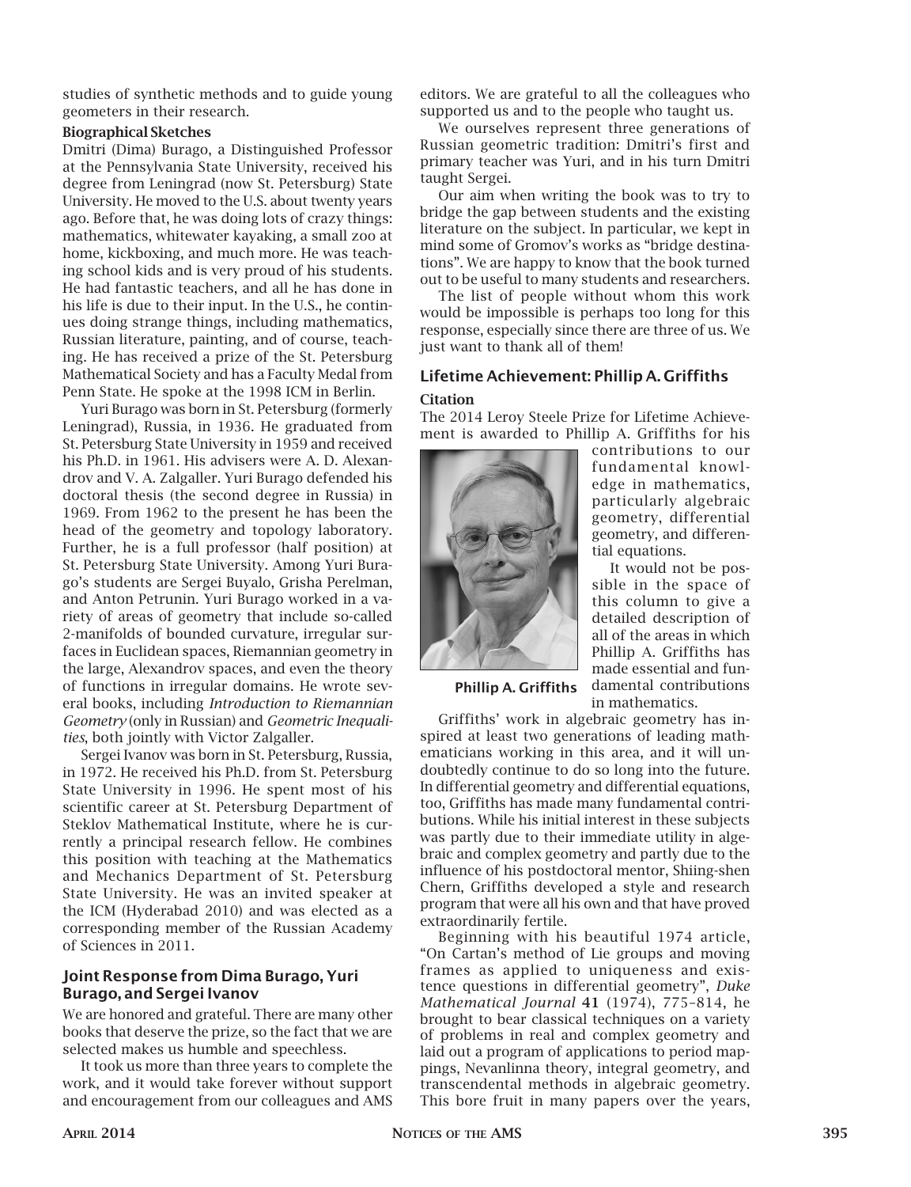studies of synthetic methods and to guide young geometers in their research.

**Biographical Sketches**

Dmitri (Dima) Burago, a Distinguished Professor at the Pennsylvania State University, received his degree from Leningrad (now St. Petersburg) State University. He moved to the U.S. about twenty years ago. Before that, he was doing lots of crazy things: mathematics, whitewater kayaking, a small zoo at home, kickboxing, and much more. He was teaching school kids and is very proud of his students. He had fantastic teachers, and all he has done in his life is due to their input. In the U.S., he continues doing strange things, including mathematics, Russian literature, painting, and of course, teaching. He has received a prize of the St. Petersburg Mathematical Society and has a Faculty Medal from Penn State. He spoke at the 1998 ICM in Berlin.

Yuri Burago was born in St. Petersburg (formerly Leningrad), Russia, in 1936. He graduated from St. Petersburg State University in 1959 and received his Ph.D. in 1961. His advisers were A. D. Alexandrov and V. A. Zalgaller. Yuri Burago defended his doctoral thesis (the second degree in Russia) in 1969. From 1962 to the present he has been the head of the geometry and topology laboratory. Further, he is a full professor (half position) at St. Petersburg State University. Among Yuri Burago's students are Sergei Buyalo, Grisha Perelman, and Anton Petrunin. Yuri Burago worked in a variety of areas of geometry that include so-called 2-manifolds of bounded curvature, irregular surfaces in Euclidean spaces, Riemannian geometry in the large, Alexandrov spaces, and even the theory of functions in irregular domains. He wrote several books, including *Introduction to Riemannian Geometry* (only in Russian) and *Geometric Inequalities*, both jointly with Victor Zalgaller.

Sergei Ivanov was born in St. Petersburg, Russia, in 1972. He received his Ph.D. from St. Petersburg State University in 1996. He spent most of his scientific career at St. Petersburg Department of Steklov Mathematical Institute, where he is currently a principal research fellow. He combines this position with teaching at the Mathematics and Mechanics Department of St. Petersburg State University. He was an invited speaker at the ICM (Hyderabad 2010) and was elected as a corresponding member of the Russian Academy of Sciences in 2011.

## Joint Response from Dima Burago, Yuri Burago, and Sergei Ivanov

We are honored and grateful. There are many other books that deserve the prize, so the fact that we are selected makes us humble and speechless.

It took us more than three years to complete the work, and it would take forever without support and encouragement from our colleagues and AMS editors. We are grateful to all the colleagues who supported us and to the people who taught us.

We ourselves represent three generations of Russian geometric tradition: Dmitri's first and primary teacher was Yuri, and in his turn Dmitri taught Sergei.

Our aim when writing the book was to try to bridge the gap between students and the existing literature on the subject. In particular, we kept in mind some of Gromov's works as "bridge destinations". We are happy to know that the book turned out to be useful to many students and researchers.

The list of people without whom this work would be impossible is perhaps too long for this response, especially since there are three of us. We just want to thank all of them!

## Lifetime Achievement: Phillip A. Griffiths

**Citation**

The 2014 Leroy Steele Prize for Lifetime Achievement is awarded to Phillip A. Griffiths for his contributions to our fundamental knowledge in mathematics, particularly algebraic geometry, differential geometry, and differential equations.

**Phillip A. Griffiths**

It would not be possible in the space of this column to give a detailed description of all of the areas in which Phillip A. Griffiths has made essential and fundamental contributions in mathematics.

Griffiths' work in algebraic geometry has inspired at least two generations of leading mathematicians working in this area, and it will undoubtedly continue to do so long into the future. In differential geometry and differential equations, too, Griffiths has made many fundamental contributions. While his initial interest in these subjects was partly due to their immediate utility in algebraic and complex geometry and partly due to the influence of his postdoctoral mentor, Shiing-shen Chern, Griffiths developed a style and research program that were all his own and that have proved extraordinarily fertile.

Beginning with his beautiful 1974 article, "On Cartan's method of Lie groups and moving frames as applied to uniqueness and existence questions in differential geometry", *Duke Mathematical Journal* **41** (1974), 775–814, he brought to bear classical techniques on a variety of problems in real and complex geometry and laid out a program of applications to period mappings, Nevanlinna theory, integral geometry, and transcendental methods in algebraic geometry. This bore fruit in many papers over the years,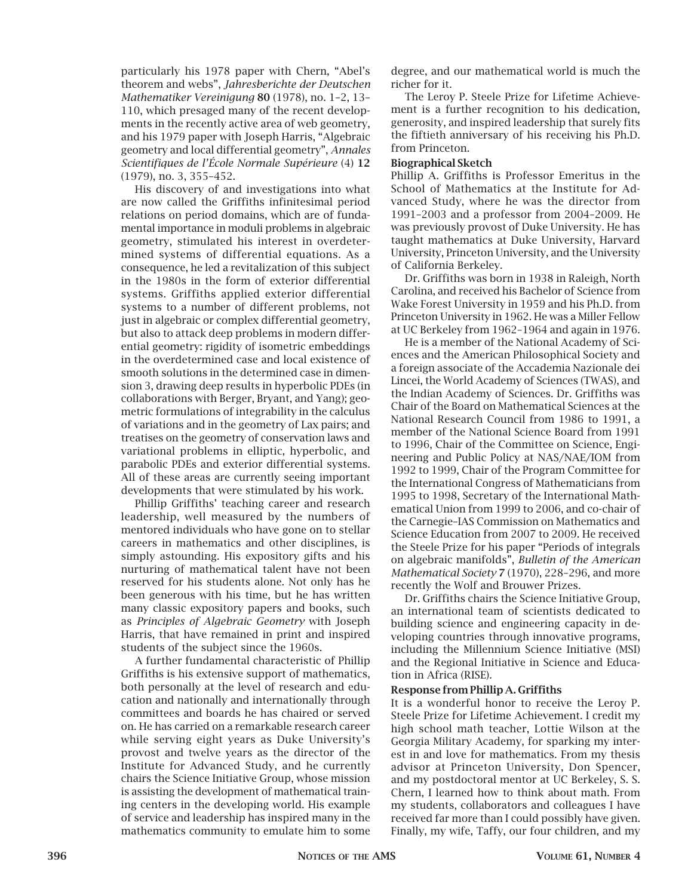particularly his 1978 paper with Chern, "Abel's theorem and webs", *Jahresberichte der Deutschen Mathematiker Vereinigung* **80** (1978), no. 1–2, 13–110, which presaged many of the recent developments in the recently active area of web geometry, and his 1979 paper with Joseph Harris, "Algebraic geometry and local differential geometry", *Annales Scientifiques de l'École Normale Supérieure* (4) **12** (1979), no. 3, 355–452.

His discovery of and investigations into what are now called the Griffiths infinitesimal period relations on period domains, which are of fundamental importance in moduli problems in algebraic geometry, stimulated his interest in overdetermined systems of differential equations. As a consequence, he led a revitalization of this subject in the 1980s in the form of exterior differential systems. Griffiths applied exterior differential systems to a number of different problems, not just in algebraic or complex differential geometry, but also to attack deep problems in modern differential geometry: rigidity of isometric embeddings in the overdetermined case and local existence of smooth solutions in the determined case in dimension 3, drawing deep results in hyperbolic PDEs (in collaborations with Berger, Bryant, and Yang); geometric formulations of integrability in the calculus of variations and in the geometry of Lax pairs; and treatises on the geometry of conservation laws and variational problems in elliptic, hyperbolic, and parabolic PDEs and exterior differential systems. All of these areas are currently seeing important developments that were stimulated by his work.

Phillip Griffiths' teaching career and research leadership, well measured by the numbers of mentored individuals who have gone on to stellar careers in mathematics and other disciplines, is simply astounding. His expository gifts and his nurturing of mathematical talent have not been reserved for his students alone. Not only has he been generous with his time, but he has written many classic expository papers and books, such as *Principles of Algebraic Geometry* with Joseph Harris, that have remained in print and inspired students of the subject since the 1960s.

A further fundamental characteristic of Phillip Griffiths is his extensive support of mathematics, both personally at the level of research and education and nationally and internationally through committees and boards he has chaired or served on. He has carried on a remarkable research career while serving eight years as Duke University's provost and twelve years as the director of the Institute for Advanced Study, and he currently chairs the Science Initiative Group, whose mission is assisting the development of mathematical training centers in the developing world. His example of service and leadership has inspired many in the mathematics community to emulate him to some degree, and our mathematical world is much the richer for it.

The Leroy P. Steele Prize for Lifetime Achievement is a further recognition to his dedication, generosity, and inspired leadership that surely fits the fiftieth anniversary of his receiving his Ph.D. from Princeton.

### Biographical Sketch

Phillip A. Griffiths is Professor Emeritus in the School of Mathematics at the Institute for Advanced Study, where he was the director from 1991–2003 and a professor from 2004–2009. He was previously provost of Duke University. He has taught mathematics at Duke University, Harvard University, Princeton University, and the University of California Berkeley.

Dr. Griffiths was born in 1938 in Raleigh, North Carolina, and received his Bachelor of Science from Wake Forest University in 1959 and his Ph.D. from Princeton University in 1962. He was a Miller Fellow at UC Berkeley from 1962–1964 and again in 1976.

He is a member of the National Academy of Sciences and the American Philosophical Society and a foreign associate of the Accademia Nazionale dei Lincei, the World Academy of Sciences (TWAS), and the Indian Academy of Sciences. Dr. Griffiths was Chair of the Board on Mathematical Sciences at the National Research Council from 1986 to 1991, a member of the National Science Board from 1991 to 1996, Chair of the Committee on Science, Engineering and Public Policy at NAS/NAE/IOM from 1992 to 1999, Chair of the Program Committee for the International Congress of Mathematicians from 1995 to 1998, Secretary of the International Mathematical Union from 1999 to 2006, and co-chair of the Carnegie–IAS Commission on Mathematics and Science Education from 2007 to 2009. He received the Steele Prize for his paper "Periods of integrals on algebraic manifolds", *Bulletin of the American Mathematical Society* **7** (1970), 228–296, and more recently the Wolf and Brouwer Prizes.

Dr. Griffiths chairs the Science Initiative Group, an international team of scientists dedicated to building science and engineering capacity in developing countries through innovative programs, including the Millennium Science Initiative (MSI) and the Regional Initiative in Science and Education in Africa (RISE).

### Response from Phillip A. Griffiths

It is a wonderful honor to receive the Leroy P. Steele Prize for Lifetime Achievement. I credit my high school math teacher, Lottie Wilson at the Georgia Military Academy, for sparking my interest in and love for mathematics. From my thesis advisor at Princeton University, Don Spencer, and my postdoctoral mentor at UC Berkeley, S. S. Chern, I learned how to think about math. From my students, collaborators and colleagues I have received far more than I could possibly have given. Finally, my wife, Taffy, our four children, and my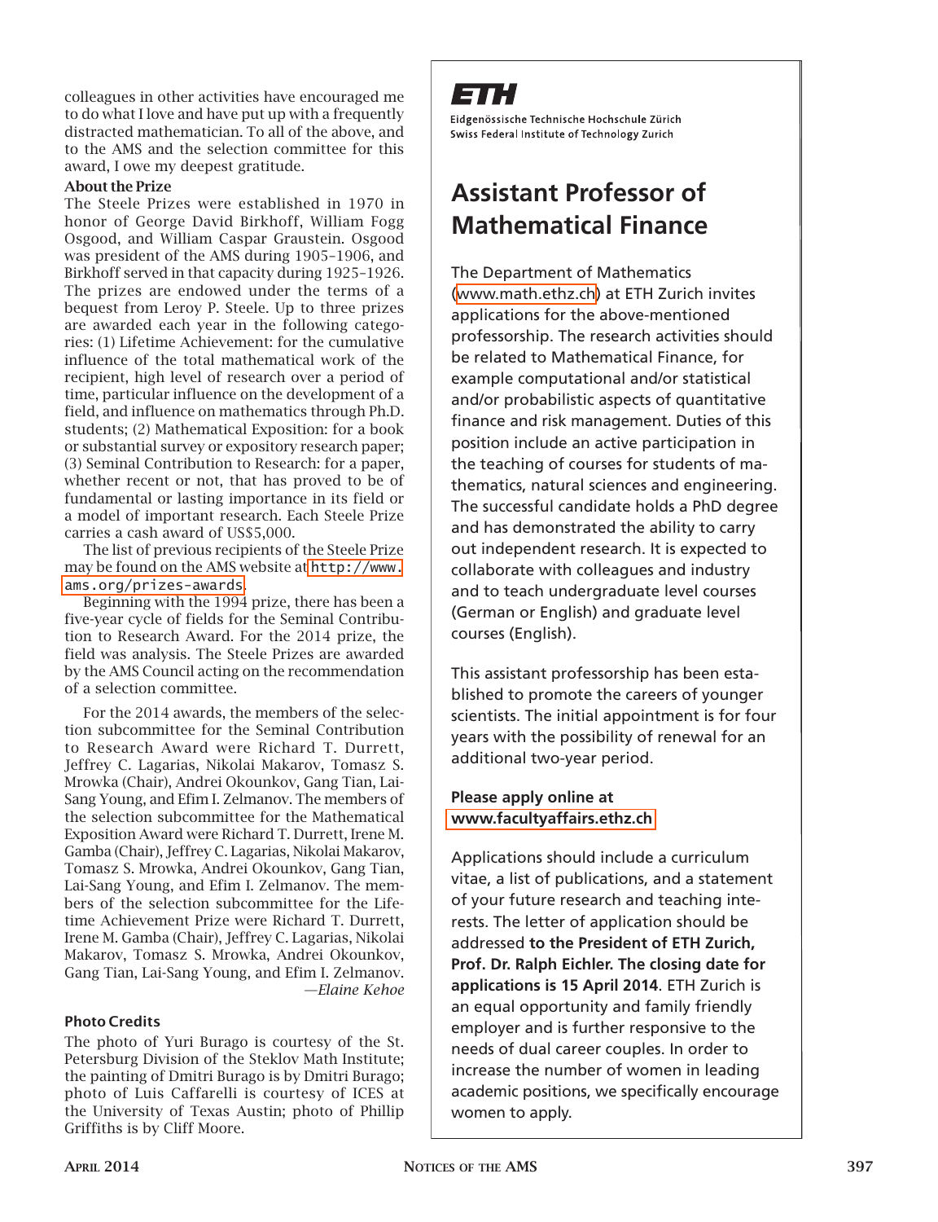colleagues in other activities have encouraged me to do what I love and have put up with a frequently distracted mathematician. To all of the above, and to the AMS and the selection committee for this award, I owe my deepest gratitude.

### About the Prize

The Steele Prizes were established in 1970 in honor of George David Birkhoff, William Fogg Osgood, and William Caspar Graustein. Osgood was president of the AMS during 1905–1906, and Birkhoff served in that capacity during 1925–1926. The prizes are endowed under the terms of a bequest from Leroy P. Steele. Up to three prizes are awarded each year in the following categories: (1) Lifetime Achievement: for the cumulative influence of the total mathematical work of the recipient, high level of research over a period of time, particular influence on the development of a field, and influence on mathematics through Ph.D. students; (2) Mathematical Exposition: for a book or substantial survey or expository research paper; (3) Seminal Contribution to Research: for a paper, whether recent or not, that has proved to be of fundamental or lasting importance in its field or a model of important research. Each Steele Prize carries a cash award of US$5,000.

The list of previous recipients of the Steele Prize may be found on the AMS website at `http://www.ams.org/prizes-awards`.

Beginning with the 1994 prize, there has been a five-year cycle of fields for the Seminal Contribution to Research Award. For the 2014 prize, the field was analysis. The Steele Prizes are awarded by the AMS Council acting on the recommendation of a selection committee.

For the 2014 awards, the members of the selection subcommittee for the Seminal Contribution to Research Award were Richard T. Durrett, Jeffrey C. Lagarias, Nikolai Makarov, Tomasz S. Mrowka (Chair), Andrei Okounkov, Gang Tian, Lai-Sang Young, and Efim I. Zelmanov. The members of the selection subcommittee for the Mathematical Exposition Award were Richard T. Durrett, Irene M. Gamba (Chair), Jeffrey C. Lagarias, Nikolai Makarov, Tomasz S. Mrowka, Andrei Okounkov, Gang Tian, Lai-Sang Young, and Efim I. Zelmanov. The members of the selection subcommittee for the Lifetime Achievement Prize were Richard T. Durrett, Irene M. Gamba (Chair), Jeffrey C. Lagarias, Nikolai Makarov, Tomasz S. Mrowka, Andrei Okounkov, Gang Tian, Lai-Sang Young, and Efim I. Zelmanov.

*—Elaine Kehoe*

### Photo Credits

The photo of Yuri Burago is courtesy of the St. Petersburg Division of the Steklov Math Institute; the painting of Dmitri Burago is by Dmitri Burago; photo of Luis Caffarelli is courtesy of ICES at the University of Texas Austin; photo of Phillip Griffiths is by Cliff Moore.

---

**ETH**

Eidgenössische Technische Hochschule Zürich
Swiss Federal Institute of Technology Zurich

## Assistant Professor of Mathematical Finance

The Department of Mathematics (www.math.ethz.ch) at ETH Zurich invites applications for the above-mentioned professorship. The research activities should be related to Mathematical Finance, for example computational and/or statistical and/or probabilistic aspects of quantitative finance and risk management. Duties of this position include an active participation in the teaching of courses for students of mathematics, natural sciences and engineering. The successful candidate holds a PhD degree and has demonstrated the ability to carry out independent research. It is expected to collaborate with colleagues and industry and to teach undergraduate level courses (German or English) and graduate level courses (English).

This assistant professorship has been established to promote the careers of younger scientists. The initial appointment is for four years with the possibility of renewal for an additional two-year period.

**Please apply online at**
**www.facultyaffairs.ethz.ch**

Applications should include a curriculum vitae, a list of publications, and a statement of your future research and teaching interests. The letter of application should be addressed **to the President of ETH Zurich, Prof. Dr. Ralph Eichler. The closing date for applications is 15 April 2014**. ETH Zurich is an equal opportunity and family friendly employer and is further responsive to the needs of dual career couples. In order to increase the number of women in leading academic positions, we specifically encourage women to apply.